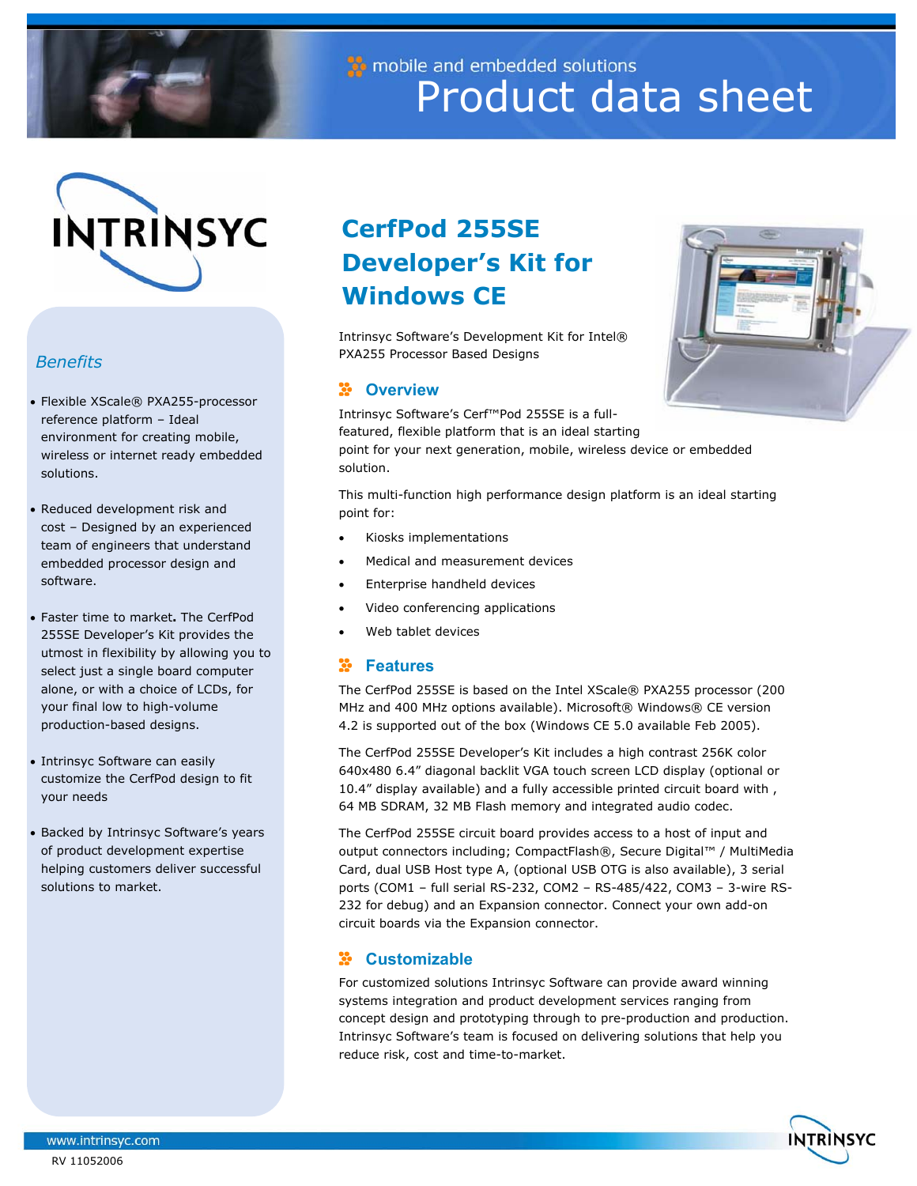mobile and embedded solutions

# Product data sheet

INTRINSYC

## Benefits

- Flexible XScale® PXA255-processor reference platform – Ideal environment for creating mobile, wireless or internet ready embedded solutions.
- Reduced development risk and cost – Designed by an experienced team of engineers that understand embedded processor design and software.
- Faster time to market**.** The CerfPod 255SE Developer's Kit provides the utmost in flexibility by allowing you to select just a single board computer alone, or with a choice of LCDs, for your final low to high-volume production-based designs.
- Intrinsyc Software can easily customize the CerfPod design to fit your needs
- Backed by Intrinsyc Software's years of product development expertise helping customers deliver successful solutions to market.

# CerfPod 255SE Developer's Kit for Windows CE

Intrinsyc Software's Development Kit for Intel® PXA255 Processor Based Designs

## Overview

Intrinsyc Software's Cerf™Pod 255SE is a full-featured, flexible platform that is an ideal starting point for your next generation, mobile, wireless device or embedded solution.

This multi-function high performance design platform is an ideal starting point for:

- Kiosks implementations
- Medical and measurement devices
- Enterprise handheld devices
- Video conferencing applications
- Web tablet devices

## Features

The CerfPod 255SE is based on the Intel XScale® PXA255 processor (200 MHz and 400 MHz options available). Microsoft® Windows® CE version 4.2 is supported out of the box (Windows CE 5.0 available Feb 2005).

The CerfPod 255SE Developer's Kit includes a high contrast 256K color 640x480 6.4" diagonal backlit VGA touch screen LCD display (optional or 10.4" display available) and a fully accessible printed circuit board with , 64 MB SDRAM, 32 MB Flash memory and integrated audio codec.

The CerfPod 255SE circuit board provides access to a host of input and output connectors including; CompactFlash®, Secure Digital™ / MultiMedia Card, dual USB Host type A, (optional USB OTG is also available), 3 serial ports (COM1 – full serial RS-232, COM2 – RS-485/422, COM3 – 3-wire RS-232 for debug) and an Expansion connector. Connect your own add-on circuit boards via the Expansion connector.

## Customizable

For customized solutions Intrinsyc Software can provide award winning systems integration and product development services ranging from concept design and prototyping through to pre-production and production. Intrinsyc Software's team is focused on delivering solutions that help you reduce risk, cost and time-to-market.

www.intrinsyc.com

RV 11052006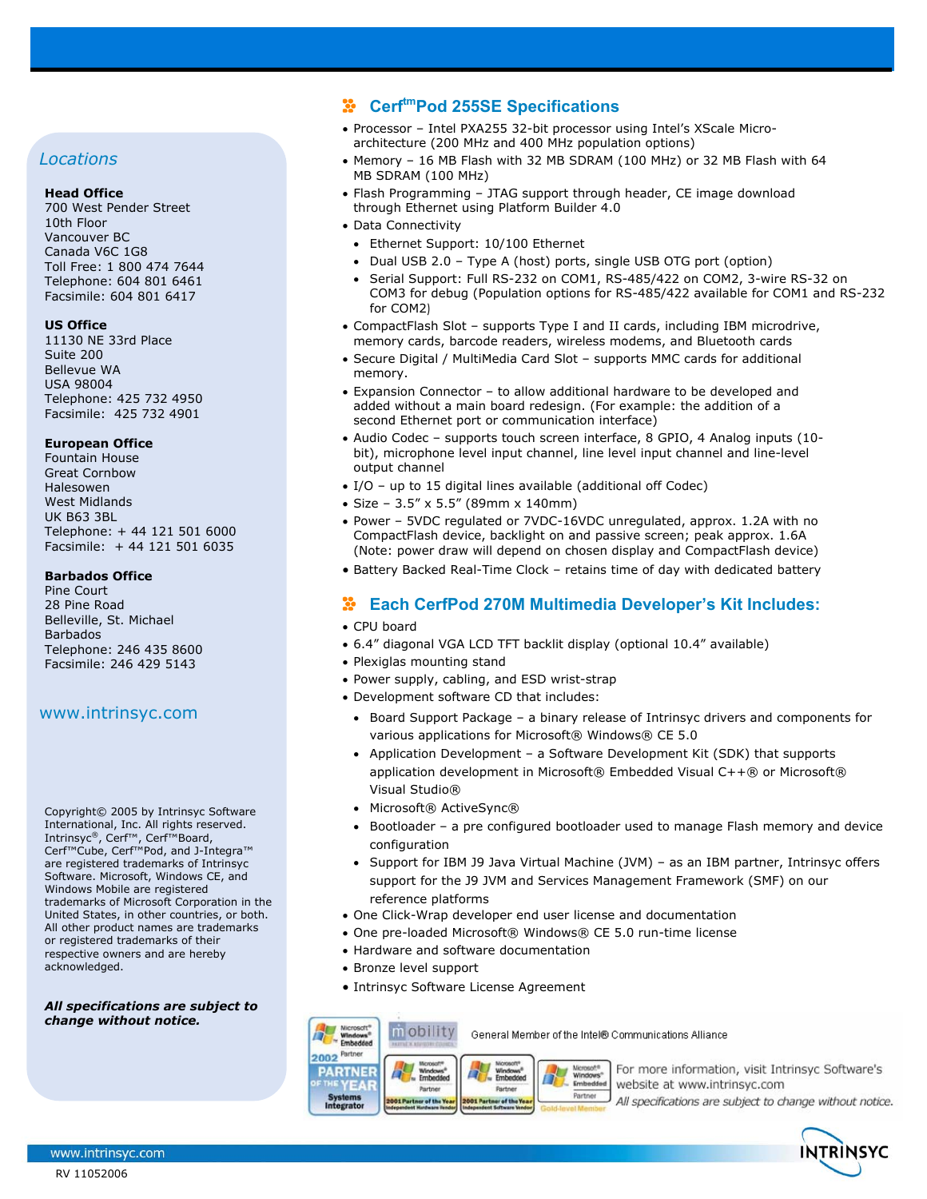## Cerf™Pod 255SE Specifications

- Processor – Intel PXA255 32-bit processor using Intel's XScale Micro-architecture (200 MHz and 400 MHz population options)
- Memory – 16 MB Flash with 32 MB SDRAM (100 MHz) or 32 MB Flash with 64 MB SDRAM (100 MHz)
- Flash Programming – JTAG support through header, CE image download through Ethernet using Platform Builder 4.0
- Data Connectivity
  - Ethernet Support: 10/100 Ethernet
  - Dual USB 2.0 – Type A (host) ports, single USB OTG port (option)
  - Serial Support: Full RS-232 on COM1, RS-485/422 on COM2, 3-wire RS-32 on COM3 for debug (Population options for RS-485/422 available for COM1 and RS-232 for COM2)
- CompactFlash Slot – supports Type I and II cards, including IBM microdrive, memory cards, barcode readers, wireless modems, and Bluetooth cards
- Secure Digital / MultiMedia Card Slot – supports MMC cards for additional memory.
- Expansion Connector – to allow additional hardware to be developed and added without a main board redesign. (For example: the addition of a second Ethernet port or communication interface)
- Audio Codec – supports touch screen interface, 8 GPIO, 4 Analog inputs (10-bit), microphone level input channel, line level input channel and line-level output channel
- I/O – up to 15 digital lines available (additional off Codec)
- Size – 3.5" x 5.5" (89mm x 140mm)
- Power – 5VDC regulated or 7VDC-16VDC unregulated, approx. 1.2A with no CompactFlash device, backlight on and passive screen; peak approx. 1.6A (Note: power draw will depend on chosen display and CompactFlash device)
- Battery Backed Real-Time Clock – retains time of day with dedicated battery

## Each CerfPod 270M Multimedia Developer's Kit Includes:

- CPU board
- 6.4" diagonal VGA LCD TFT backlit display (optional 10.4" available)
- Plexiglas mounting stand
- Power supply, cabling, and ESD wrist-strap
- Development software CD that includes:
  - Board Support Package – a binary release of Intrinsyc drivers and components for various applications for Microsoft® Windows® CE 5.0
  - Application Development – a Software Development Kit (SDK) that supports application development in Microsoft® Embedded Visual C++® or Microsoft® Visual Studio®
  - Microsoft® ActiveSync®
  - Bootloader – a pre configured bootloader used to manage Flash memory and device configuration
  - Support for IBM J9 Java Virtual Machine (JVM) – as an IBM partner, Intrinsyc offers support for the J9 JVM and Services Management Framework (SMF) on our reference platforms
- One Click-Wrap developer end user license and documentation
- One pre-loaded Microsoft® Windows® CE 5.0 run-time license
- Hardware and software documentation
- Bronze level support
- Intrinsyc Software License Agreement

General Member of the Intel® Communications Alliance

For more information, visit Intrinsyc Software's website at www.intrinsyc.com

*All specifications are subject to change without notice.*

## Locations

**Head Office**
700 West Pender Street
10th Floor
Vancouver BC
Canada V6C 1G8
Toll Free: 1 800 474 7644
Telephone: 604 801 6461
Facsimile: 604 801 6417

**US Office**
11130 NE 33rd Place
Suite 200
Bellevue WA
USA 98004
Telephone: 425 732 4950
Facsimile: 425 732 4901

**European Office**
Fountain House
Great Cornbow
Halesowen
West Midlands
UK B63 3BL
Telephone: + 44 121 501 6000
Facsimile: + 44 121 501 6035

**Barbados Office**
Pine Court
28 Pine Road
Belleville, St. Michael
Barbados
Telephone: 246 435 8600
Facsimile: 246 429 5143

www.intrinsyc.com

Copyright© 2005 by Intrinsyc Software International, Inc. All rights reserved. Intrinsyc®, Cerf™, Cerf™Board, Cerf™Cube, Cerf™Pod, and J-Integra™ are registered trademarks of Intrinsyc Software. Microsoft, Windows CE, and Windows Mobile are registered trademarks of Microsoft Corporation in the United States, in other countries, or both. All other product names are trademarks or registered trademarks of their respective owners and are hereby acknowledged.

***All specifications are subject to change without notice.***

RV 11052006